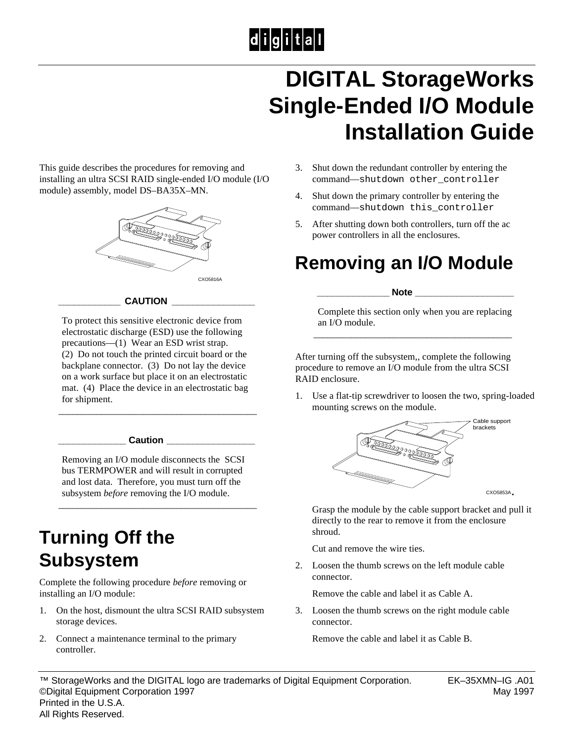# DIGITAL StorageWorks Single-Ended I/O Module Installation Guide

This guide describes the procedures for removing and installing an ultra SCSI RAID single-ended I/O module (I/O module) assembly, model DS–BA35X–MN.

CXO5816A

**CAUTION**

To protect this sensitive electronic device from electrostatic discharge (ESD) use the following precautions—(1) Wear an ESD wrist strap. (2) Do not touch the printed circuit board or the backplane connector. (3) Do not lay the device on a work surface but place it on an electrostatic mat. (4) Place the device in an electrostatic bag for shipment.

**Caution**

Removing an I/O module disconnects the SCSI bus TERMPOWER and will result in corrupted and lost data. Therefore, you must turn off the subsystem *before* removing the I/O module.

## Turning Off the Subsystem

Complete the following procedure *before* removing or installing an I/O module:

1. On the host, dismount the ultra SCSI RAID subsystem storage devices.
2. Connect a maintenance terminal to the primary controller.
3. Shut down the redundant controller by entering the command—`shutdown other_controller`
4. Shut down the primary controller by entering the command—`shutdown this_controller`
5. After shutting down both controllers, turn off the ac power controllers in all the enclosures.

## Removing an I/O Module

**Note**

Complete this section only when you are replacing an I/O module.

After turning off the subsystem,, complete the following procedure to remove an I/O module from the ultra SCSI RAID enclosure.

1. Use a flat-tip screwdriver to loosen the two, spring-loaded mounting screws on the module.

   Cable support brackets

   CXO5853A.

   Grasp the module by the cable support bracket and pull it directly to the rear to remove it from the enclosure shroud.

   Cut and remove the wire ties.

2. Loosen the thumb screws on the left module cable connector.

   Remove the cable and label it as Cable A.

3. Loosen the thumb screws on the right module cable connector.

   Remove the cable and label it as Cable B.

™ StorageWorks and the DIGITAL logo are trademarks of Digital Equipment Corporation.
©Digital Equipment Corporation 1997
Printed in the U.S.A.
All Rights Reserved.

EK–35XMN–IG .A01
May 1997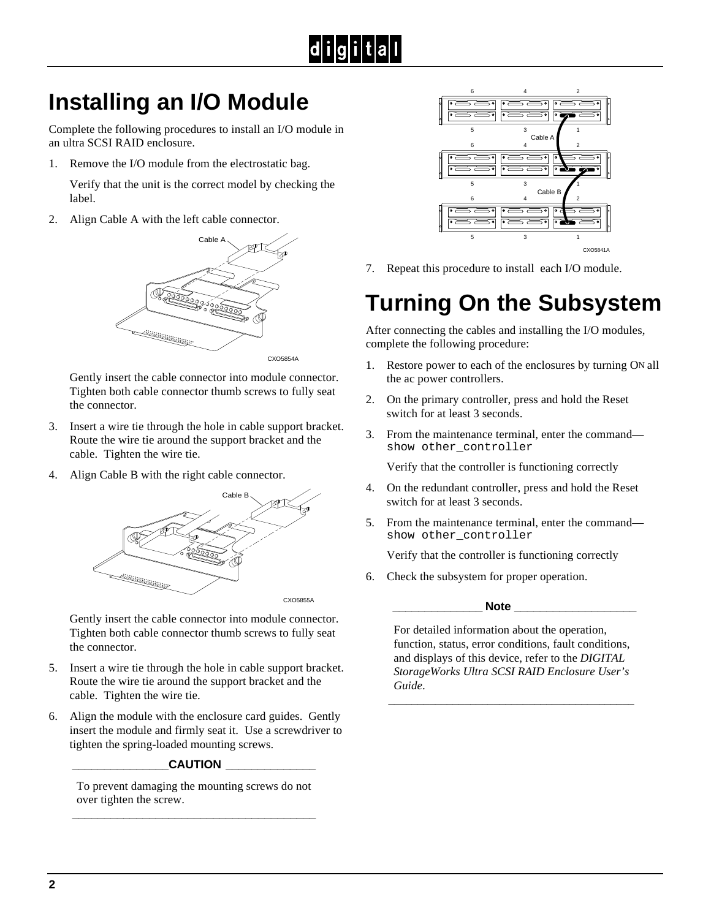# Installing an I/O Module

Complete the following procedures to install an I/O module in an ultra SCSI RAID enclosure.

1. Remove the I/O module from the electrostatic bag.

   Verify that the unit is the correct model by checking the label.

2. Align Cable A with the left cable connector.

   Cable A

   CXO5854A

   Gently insert the cable connector into module connector. Tighten both cable connector thumb screws to fully seat the connector.

3. Insert a wire tie through the hole in cable support bracket. Route the wire tie around the support bracket and the cable. Tighten the wire tie.

4. Align Cable B with the right cable connector.

   Cable B

   CXO5855A

   Gently insert the cable connector into module connector. Tighten both cable connector thumb screws to fully seat the connector.

5. Insert a wire tie through the hole in cable support bracket. Route the wire tie around the support bracket and the cable. Tighten the wire tie.

6. Align the module with the enclosure card guides. Gently insert the module and firmly seat it. Use a screwdriver to tighten the spring-loaded mounting screws.

   **CAUTION**

   To prevent damaging the mounting screws do not over tighten the screw.

6 4 2
5 3 1
Cable A
6 4 2
5 3 1
Cable B
6 4 2
5 3 1
CXO5841A

7. Repeat this procedure to install each I/O module.

# Turning On the Subsystem

After connecting the cables and installing the I/O modules, complete the following procedure:

1. Restore power to each of the enclosures by turning ON all the ac power controllers.

2. On the primary controller, press and hold the Reset switch for at least 3 seconds.

3. From the maintenance terminal, enter the command— `show other_controller`

   Verify that the controller is functioning correctly

4. On the redundant controller, press and hold the Reset switch for at least 3 seconds.

5. From the maintenance terminal, enter the command— `show other_controller`

   Verify that the controller is functioning correctly

6. Check the subsystem for proper operation.

**Note**

For detailed information about the operation, function, status, error conditions, fault conditions, and displays of this device, refer to the *DIGITAL StorageWorks Ultra SCSI RAID Enclosure User's Guide*.